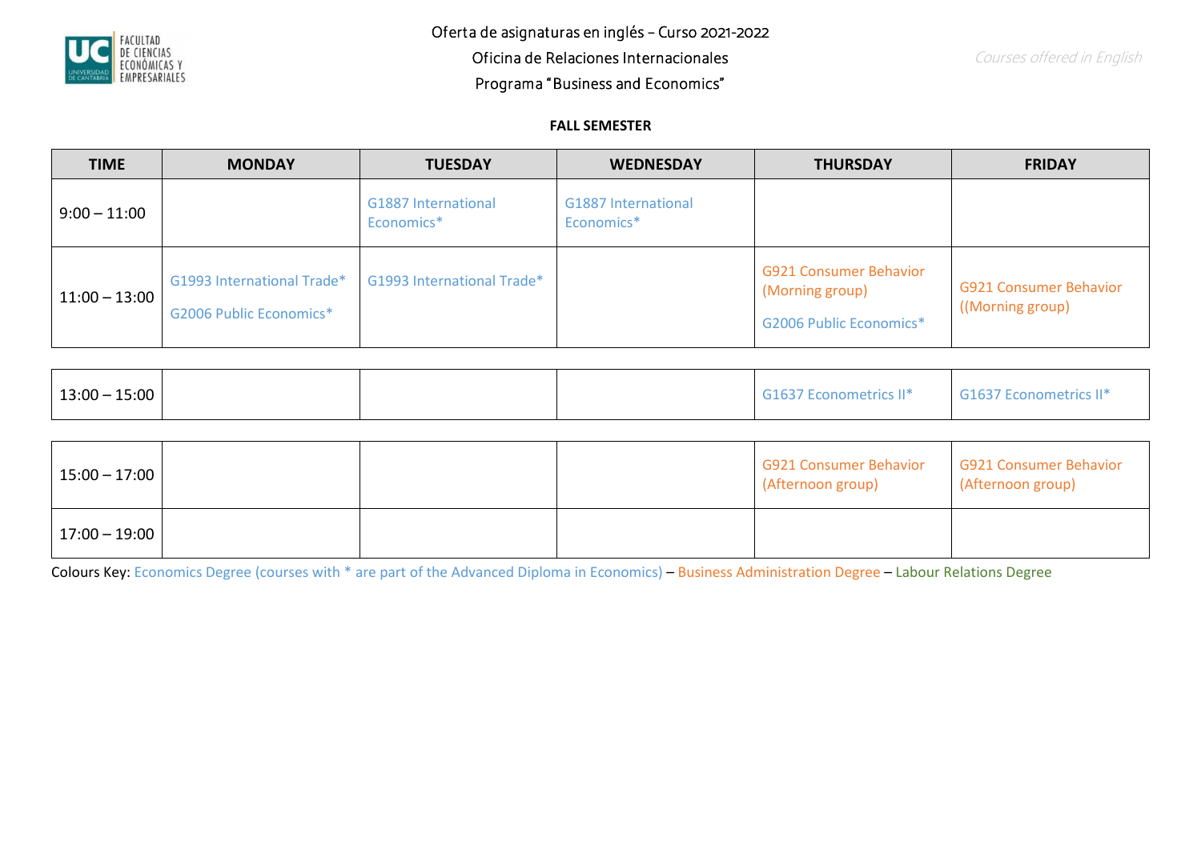FACULTAD DE CIENCIAS ECONÓMICAS Y EMPRESARIALES

Oferta de asignaturas en inglés – Curso 2021-2022

Oficina de Relaciones Internacionales

Programa "Business and Economics"

*Courses offered in English*

**FALL SEMESTER**

| TIME | MONDAY | TUESDAY | WEDNESDAY | THURSDAY | FRIDAY |
|---|---|---|---|---|---|
| 9:00 – 11:00 | | G1887 International Economics* | G1887 International Economics* | | |
| 11:00 – 13:00 | G1993 International Trade*<br>G2006 Public Economics* | G1993 International Trade* | | G921 Consumer Behavior (Morning group)<br>G2006 Public Economics* | G921 Consumer Behavior ((Morning group) |
| 13:00 – 15:00 | | | | G1637 Econometrics II* | G1637 Econometrics II* |
| 15:00 – 17:00 | | | | G921 Consumer Behavior (Afternoon group) | G921 Consumer Behavior (Afternoon group) |
| 17:00 – 19:00 | | | | | |

Colours Key: Economics Degree (courses with * are part of the Advanced Diploma in Economics) – Business Administration Degree – Labour Relations Degree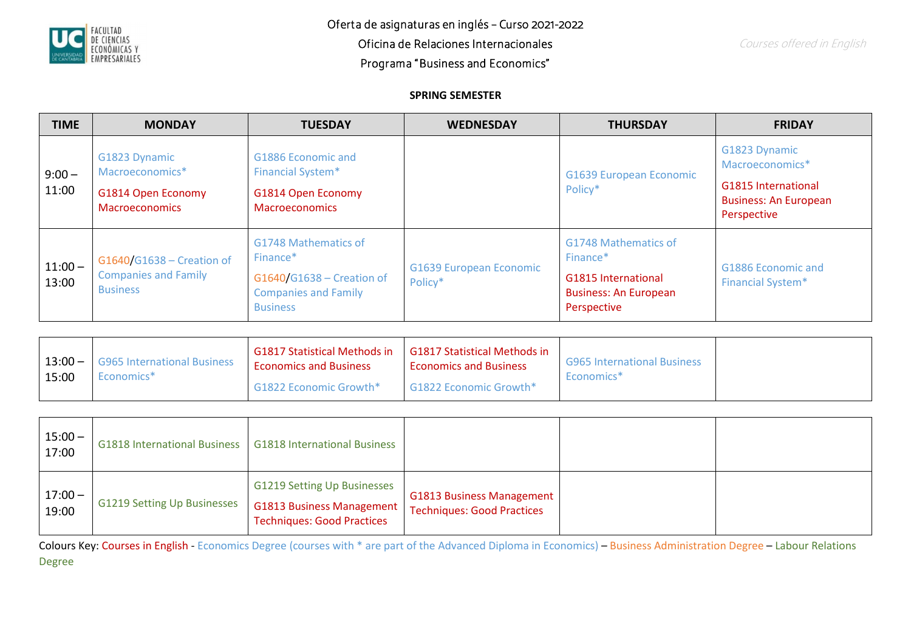Oferta de asignaturas en inglés – Curso 2021-2022

Oficina de Relaciones Internacionales

Programa "Business and Economics"

*Courses offered in English*

**SPRING SEMESTER**

| TIME | MONDAY | TUESDAY | WEDNESDAY | THURSDAY | FRIDAY |
|---|---|---|---|---|---|
| 9:00 – 11:00 | G1823 Dynamic Macroeconomics* <br> G1814 Open Economy Macroeconomics | G1886 Economic and Financial System* <br> G1814 Open Economy Macroeconomics | | G1639 European Economic Policy* | G1823 Dynamic Macroeconomics* <br> G1815 International Business: An European Perspective |
| 11:00 – 13:00 | G1640/G1638 – Creation of Companies and Family Business | G1748 Mathematics of Finance* <br> G1640/G1638 – Creation of Companies and Family Business | G1639 European Economic Policy* | G1748 Mathematics of Finance* <br> G1815 International Business: An European Perspective | G1886 Economic and Financial System* |
| 13:00 – 15:00 | G965 International Business Economics* | G1817 Statistical Methods in Economics and Business <br> G1822 Economic Growth* | G1817 Statistical Methods in Economics and Business <br> G1822 Economic Growth* | G965 International Business Economics* | |
| 15:00 – 17:00 | G1818 International Business | G1818 International Business | | | |
| 17:00 – 19:00 | G1219 Setting Up Businesses | G1219 Setting Up Businesses <br> G1813 Business Management Techniques: Good Practices | G1813 Business Management Techniques: Good Practices | | |

Colours Key: Courses in English - Economics Degree (courses with * are part of the Advanced Diploma in Economics) – Business Administration Degree – Labour Relations Degree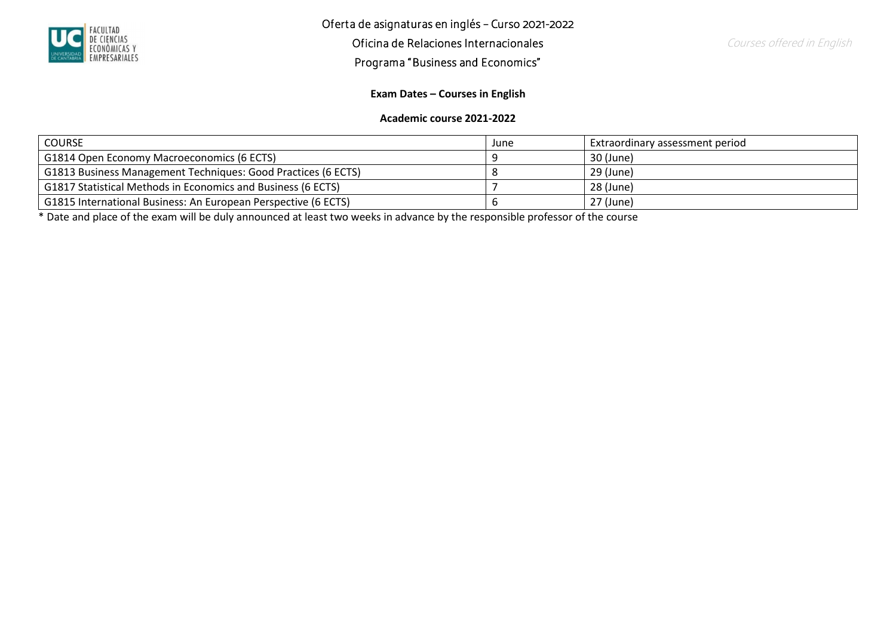Oferta de asignaturas en inglés – Curso 2021-2022

Oficina de Relaciones Internacionales

Programa "Business and Economics"

*Courses offered in English*

**Exam Dates – Courses in English**

**Academic course 2021-2022**

| COURSE | June | Extraordinary assessment period |
|---|---|---|
| G1814 Open Economy Macroeconomics (6 ECTS) | 9 | 30 (June) |
| G1813 Business Management Techniques: Good Practices (6 ECTS) | 8 | 29 (June) |
| G1817 Statistical Methods in Economics and Business (6 ECTS) | 7 | 28 (June) |
| G1815 International Business: An European Perspective (6 ECTS) | 6 | 27 (June) |

* Date and place of the exam will be duly announced at least two weeks in advance by the responsible professor of the course